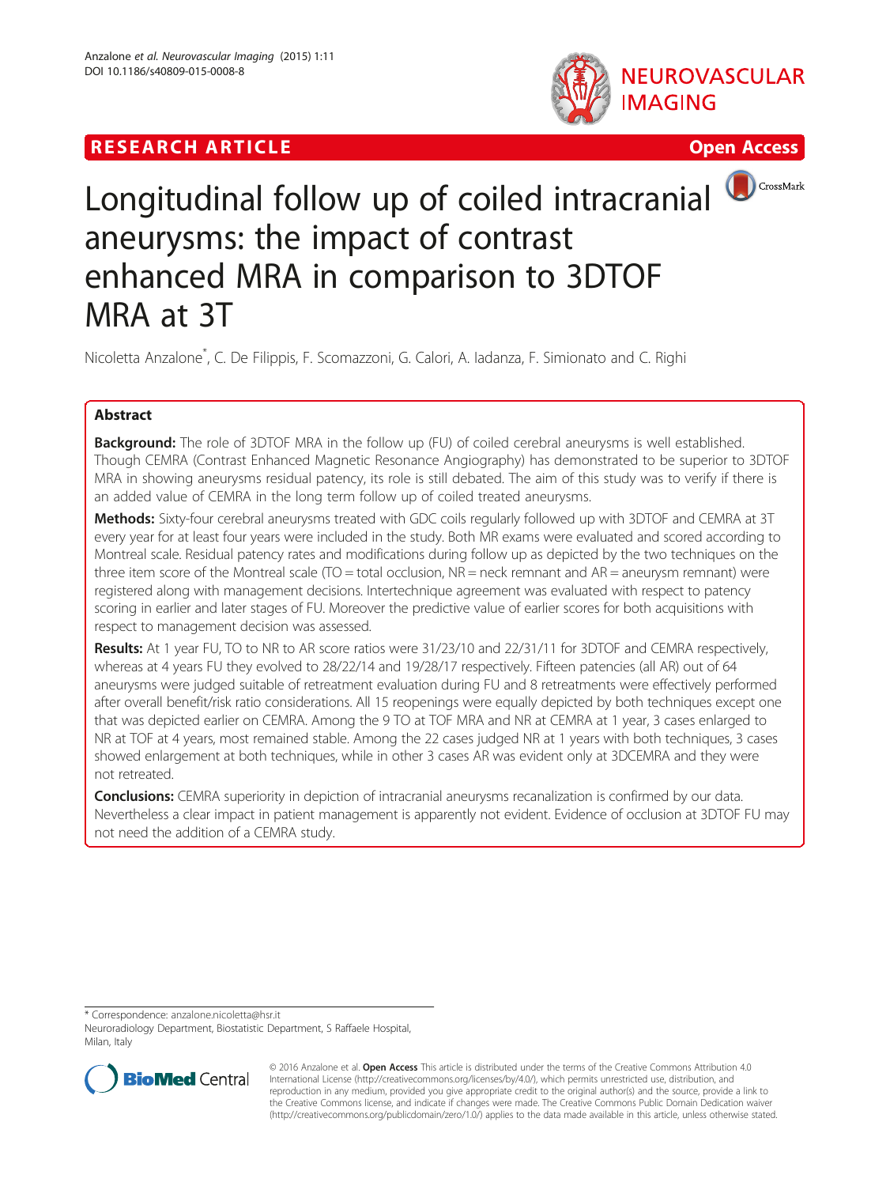RESEARCH ARTICLE

Open Access

# Longitudinal follow up of coiled intracranial aneurysms: the impact of contrast enhanced MRA in comparison to 3DTOF MRA at 3T

Nicoletta Anzalone*, C. De Filippis, F. Scomazzoni, G. Calori, A. Iadanza, F. Simionato and C. Righi

## Abstract

**Background:** The role of 3DTOF MRA in the follow up (FU) of coiled cerebral aneurysms is well established. Though CEMRA (Contrast Enhanced Magnetic Resonance Angiography) has demonstrated to be superior to 3DTOF MRA in showing aneurysms residual patency, its role is still debated. The aim of this study was to verify if there is an added value of CEMRA in the long term follow up of coiled treated aneurysms.

**Methods:** Sixty-four cerebral aneurysms treated with GDC coils regularly followed up with 3DTOF and CEMRA at 3T every year for at least four years were included in the study. Both MR exams were evaluated and scored according to Montreal scale. Residual patency rates and modifications during follow up as depicted by the two techniques on the three item score of the Montreal scale (TO = total occlusion, NR = neck remnant and AR = aneurysm remnant) were registered along with management decisions. Intertechnique agreement was evaluated with respect to patency scoring in earlier and later stages of FU. Moreover the predictive value of earlier scores for both acquisitions with respect to management decision was assessed.

**Results:** At 1 year FU, TO to NR to AR score ratios were 31/23/10 and 22/31/11 for 3DTOF and CEMRA respectively, whereas at 4 years FU they evolved to 28/22/14 and 19/28/17 respectively. Fifteen patencies (all AR) out of 64 aneurysms were judged suitable of retreatment evaluation during FU and 8 retreatments were effectively performed after overall benefit/risk ratio considerations. All 15 reopenings were equally depicted by both techniques except one that was depicted earlier on CEMRA. Among the 9 TO at TOF MRA and NR at CEMRA at 1 year, 3 cases enlarged to NR at TOF at 4 years, most remained stable. Among the 22 cases judged NR at 1 years with both techniques, 3 cases showed enlargement at both techniques, while in other 3 cases AR was evident only at 3DCEMRA and they were not retreated.

**Conclusions:** CEMRA superiority in depiction of intracranial aneurysms recanalization is confirmed by our data. Nevertheless a clear impact in patient management is apparently not evident. Evidence of occlusion at 3DTOF FU may not need the addition of a CEMRA study.

---

* Correspondence: anzalone.nicoletta@hsr.it
Neuroradiology Department, Biostatistic Department, S Raffaele Hospital, Milan, Italy

© 2016 Anzalone et al. **Open Access** This article is distributed under the terms of the Creative Commons Attribution 4.0 International License (http://creativecommons.org/licenses/by/4.0/), which permits unrestricted use, distribution, and reproduction in any medium, provided you give appropriate credit to the original author(s) and the source, provide a link to the Creative Commons license, and indicate if changes were made. The Creative Commons Public Domain Dedication waiver (http://creativecommons.org/publicdomain/zero/1.0/) applies to the data made available in this article, unless otherwise stated.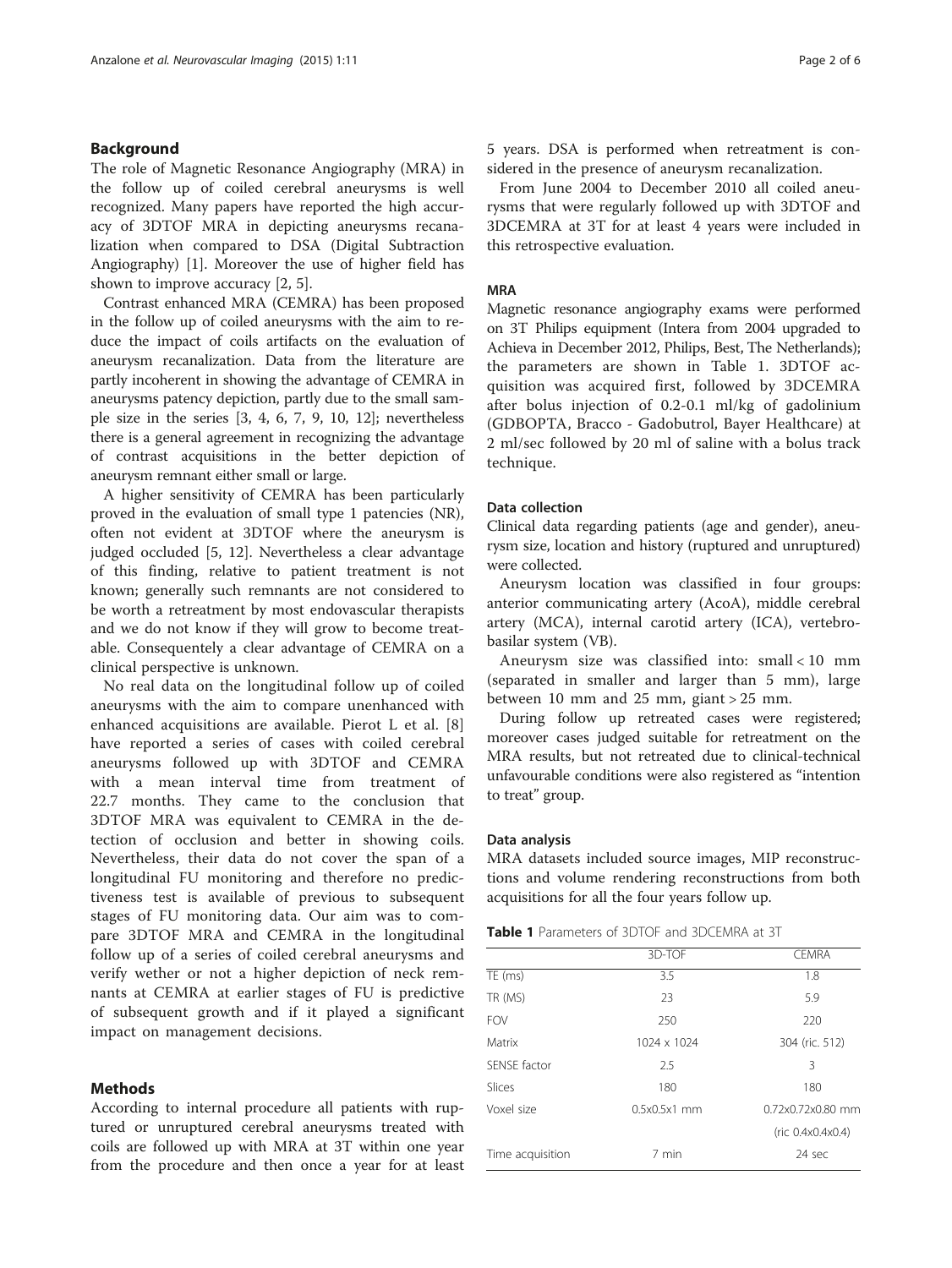## Background

The role of Magnetic Resonance Angiography (MRA) in the follow up of coiled cerebral aneurysms is well recognized. Many papers have reported the high accuracy of 3DTOF MRA in depicting aneurysms recanalization when compared to DSA (Digital Subtraction Angiography) [1]. Moreover the use of higher field has shown to improve accuracy [2, 5].

Contrast enhanced MRA (CEMRA) has been proposed in the follow up of coiled aneurysms with the aim to reduce the impact of coils artifacts on the evaluation of aneurysm recanalization. Data from the literature are partly incoherent in showing the advantage of CEMRA in aneurysms patency depiction, partly due to the small sample size in the series [3, 4, 6, 7, 9, 10, 12]; nevertheless there is a general agreement in recognizing the advantage of contrast acquisitions in the better depiction of aneurysm remnant either small or large.

A higher sensitivity of CEMRA has been particularly proved in the evaluation of small type 1 patencies (NR), often not evident at 3DTOF where the aneurysm is judged occluded [5, 12]. Nevertheless a clear advantage of this finding, relative to patient treatment is not known; generally such remnants are not considered to be worth a retreatment by most endovascular therapists and we do not know if they will grow to become treatable. Consequentely a clear advantage of CEMRA on a clinical perspective is unknown.

No real data on the longitudinal follow up of coiled aneurysms with the aim to compare unenhanced with enhanced acquisitions are available. Pierot L et al. [8] have reported a series of cases with coiled cerebral aneurysms followed up with 3DTOF and CEMRA with a mean interval time from treatment of 22.7 months. They came to the conclusion that 3DTOF MRA was equivalent to CEMRA in the detection of occlusion and better in showing coils. Nevertheless, their data do not cover the span of a longitudinal FU monitoring and therefore no predictiveness test is available of previous to subsequent stages of FU monitoring data. Our aim was to compare 3DTOF MRA and CEMRA in the longitudinal follow up of a series of coiled cerebral aneurysms and verify wether or not a higher depiction of neck remnants at CEMRA at earlier stages of FU is predictive of subsequent growth and if it played a significant impact on management decisions.

## Methods

According to internal procedure all patients with ruptured or unruptured cerebral aneurysms treated with coils are followed up with MRA at 3T within one year from the procedure and then once a year for at least 5 years. DSA is performed when retreatment is considered in the presence of aneurysm recanalization.

From June 2004 to December 2010 all coiled aneurysms that were regularly followed up with 3DTOF and 3DCEMRA at 3T for at least 4 years were included in this retrospective evaluation.

### MRA

Magnetic resonance angiography exams were performed on 3T Philips equipment (Intera from 2004 upgraded to Achieva in December 2012, Philips, Best, The Netherlands); the parameters are shown in Table 1. 3DTOF acquisition was acquired first, followed by 3DCEMRA after bolus injection of 0.2-0.1 ml/kg of gadolinium (GDBOPTA, Bracco - Gadobutrol, Bayer Healthcare) at 2 ml/sec followed by 20 ml of saline with a bolus track technique.

### Data collection

Clinical data regarding patients (age and gender), aneurysm size, location and history (ruptured and unruptured) were collected.

Aneurysm location was classified in four groups: anterior communicating artery (AcoA), middle cerebral artery (MCA), internal carotid artery (ICA), vertebrobasilar system (VB).

Aneurysm size was classified into: small < 10 mm (separated in smaller and larger than 5 mm), large between 10 mm and 25 mm, giant > 25 mm.

During follow up retreated cases were registered; moreover cases judged suitable for retreatment on the MRA results, but not retreated due to clinical-technical unfavourable conditions were also registered as "intention to treat" group.

### Data analysis

MRA datasets included source images, MIP reconstructions and volume rendering reconstructions from both acquisitions for all the four years follow up.

**Table 1** Parameters of 3DTOF and 3DCEMRA at 3T

| | 3D-TOF | CEMRA |
|---|---|---|
| TE (ms) | 3.5 | 1.8 |
| TR (MS) | 23 | 5.9 |
| FOV | 250 | 220 |
| Matrix | 1024 x 1024 | 304 (ric. 512) |
| SENSE factor | 2.5 | 3 |
| Slices | 180 | 180 |
| Voxel size | 0.5x0.5x1 mm | 0.72x0.72x0.80 mm (ric 0.4x0.4x0.4) |
| Time acquisition | 7 min | 24 sec |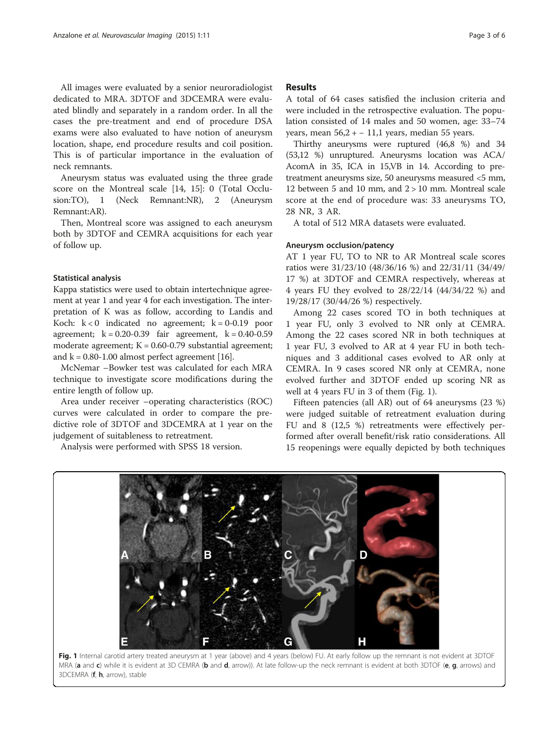All images were evaluated by a senior neuroradiologist dedicated to MRA. 3DTOF and 3DCEMRA were evaluated blindly and separately in a random order. In all the cases the pre-treatment and end of procedure DSA exams were also evaluated to have notion of aneurysm location, shape, end procedure results and coil position. This is of particular importance in the evaluation of neck remnants.

Aneurysm status was evaluated using the three grade score on the Montreal scale [14, 15]: 0 (Total Occlusion:TO), 1 (Neck Remnant:NR), 2 (Aneurysm Remnant:AR).

Then, Montreal score was assigned to each aneurysm both by 3DTOF and CEMRA acquisitions for each year of follow up.

### Statistical analysis

Kappa statistics were used to obtain intertechnique agreement at year 1 and year 4 for each investigation. The interpretation of K was as follow, according to Landis and Koch: $k < 0$ indicated no agreement; $k = 0\text{-}0.19$ poor agreement; $k = 0.20\text{-}0.39$ fair agreement, $k = 0.40\text{-}0.59$ moderate agreement; $K = 0.60\text{-}0.79$ substantial agreement; and $k = 0.80\text{-}1.00$ almost perfect agreement [16].

McNemar –Bowker test was calculated for each MRA technique to investigate score modifications during the entire length of follow up.

Area under receiver –operating characteristics (ROC) curves were calculated in order to compare the predictive role of 3DTOF and 3DCEMRA at 1 year on the judgement of suitableness to retreatment.

Analysis were performed with SPSS 18 version.

## Results

A total of 64 cases satisfied the inclusion criteria and were included in the retrospective evaluation. The population consisted of 14 males and 50 women, age: 33–74 years, mean 56,2 + – 11,1 years, median 55 years.

Thirthy aneurysms were ruptured (46,8 %) and 34 (53,12 %) unruptured. Aneurysms location was ACA/AcomA in 35, ICA in 15,VB in 14. According to pre-treatment aneurysms size, 50 aneurysms measured <5 mm, 12 between 5 and 10 mm, and 2 > 10 mm. Montreal scale score at the end of procedure was: 33 aneurysms TO, 28 NR, 3 AR.

A total of 512 MRA datasets were evaluated.

### Aneurysm occlusion/patency

AT 1 year FU, TO to NR to AR Montreal scale scores ratios were 31/23/10 (48/36/16 %) and 22/31/11 (34/49/17 %) at 3DTOF and CEMRA respectively, whereas at 4 years FU they evolved to 28/22/14 (44/34/22 %) and 19/28/17 (30/44/26 %) respectively.

Among 22 cases scored TO in both techniques at 1 year FU, only 3 evolved to NR only at CEMRA. Among the 22 cases scored NR in both techniques at 1 year FU, 3 evolved to AR at 4 year FU in both techniques and 3 additional cases evolved to AR only at CEMRA. In 9 cases scored NR only at CEMRA, none evolved further and 3DTOF ended up scoring NR as well at 4 years FU in 3 of them (Fig. 1).

Fifteen patencies (all AR) out of 64 aneurysms (23 %) were judged suitable of retreatment evaluation during FU and 8 (12,5 %) retreatments were effectively performed after overall benefit/risk ratio considerations. All 15 reopenings were equally depicted by both techniques

**Fig. 1** Internal carotid artery treated aneurysm at 1 year (above) and 4 years (below) FU. At early follow up the remnant is not evident at 3DTOF MRA (**a** and **c**) while it is evident at 3D CEMRA (**b** and **d**, arrow)). At late follow-up the neck remnant is evident at both 3DTOF (**e**, **g**, arrows) and 3DCEMRA (**f**, **h**, arrow), stable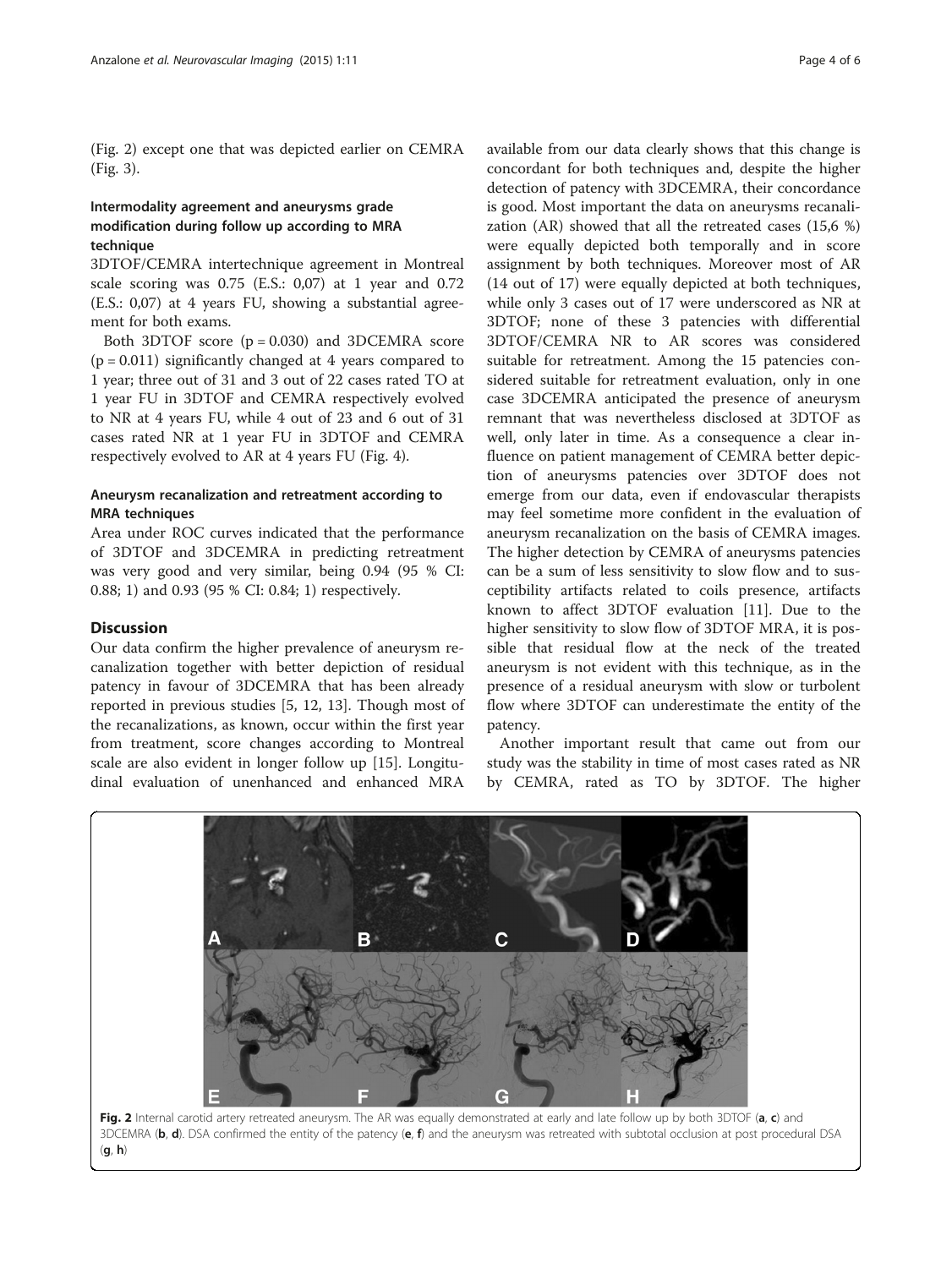(Fig. 2) except one that was depicted earlier on CEMRA (Fig. 3).

### Intermodality agreement and aneurysms grade modification during follow up according to MRA technique

3DTOF/CEMRA intertechnique agreement in Montreal scale scoring was 0.75 (E.S.: 0,07) at 1 year and 0.72 (E.S.: 0,07) at 4 years FU, showing a substantial agreement for both exams.

Both 3DTOF score ($p = 0.030$) and 3DCEMRA score ($p = 0.011$) significantly changed at 4 years compared to 1 year; three out of 31 and 3 out of 22 cases rated TO at 1 year FU in 3DTOF and CEMRA respectively evolved to NR at 4 years FU, while 4 out of 23 and 6 out of 31 cases rated NR at 1 year FU in 3DTOF and CEMRA respectively evolved to AR at 4 years FU (Fig. 4).

### Aneurysm recanalization and retreatment according to MRA techniques

Area under ROC curves indicated that the performance of 3DTOF and 3DCEMRA in predicting retreatment was very good and very similar, being 0.94 (95 % CI: 0.88; 1) and 0.93 (95 % CI: 0.84; 1) respectively.

## Discussion

Our data confirm the higher prevalence of aneurysm recanalization together with better depiction of residual patency in favour of 3DCEMRA that has been already reported in previous studies [5, 12, 13]. Though most of the recanalizations, as known, occur within the first year from treatment, score changes according to Montreal scale are also evident in longer follow up [15]. Longitudinal evaluation of unenhanced and enhanced MRA available from our data clearly shows that this change is concordant for both techniques and, despite the higher detection of patency with 3DCEMRA, their concordance is good. Most important the data on aneurysms recanalization (AR) showed that all the retreated cases (15,6 %) were equally depicted both temporally and in score assignment by both techniques. Moreover most of AR (14 out of 17) were equally depicted at both techniques, while only 3 cases out of 17 were underscored as NR at 3DTOF; none of these 3 patencies with differential 3DTOF/CEMRA NR to AR scores was considered suitable for retreatment. Among the 15 patencies considered suitable for retreatment evaluation, only in one case 3DCEMRA anticipated the presence of aneurysm remnant that was nevertheless disclosed at 3DTOF as well, only later in time. As a consequence a clear influence on patient management of CEMRA better depiction of aneurysms patencies over 3DTOF does not emerge from our data, even if endovascular therapists may feel sometime more confident in the evaluation of aneurysm recanalization on the basis of CEMRA images. The higher detection by CEMRA of aneurysms patencies can be a sum of less sensitivity to slow flow and to susceptibility artifacts related to coils presence, artifacts known to affect 3DTOF evaluation [11]. Due to the higher sensitivity to slow flow of 3DTOF MRA, it is possible that residual flow at the neck of the treated aneurysm is not evident with this technique, as in the presence of a residual aneurysm with slow or turbolent flow where 3DTOF can underestimate the entity of the patency.

Another important result that came out from our study was the stability in time of most cases rated as NR by CEMRA, rated as TO by 3DTOF. The higher

**Fig. 2** Internal carotid artery retreated aneurysm. The AR was equally demonstrated at early and late follow up by both 3DTOF (**a**, **c**) and 3DCEMRA (**b**, **d**). DSA confirmed the entity of the patency (**e**, **f**) and the aneurysm was retreated with subtotal occlusion at post procedural DSA (**g**, **h**)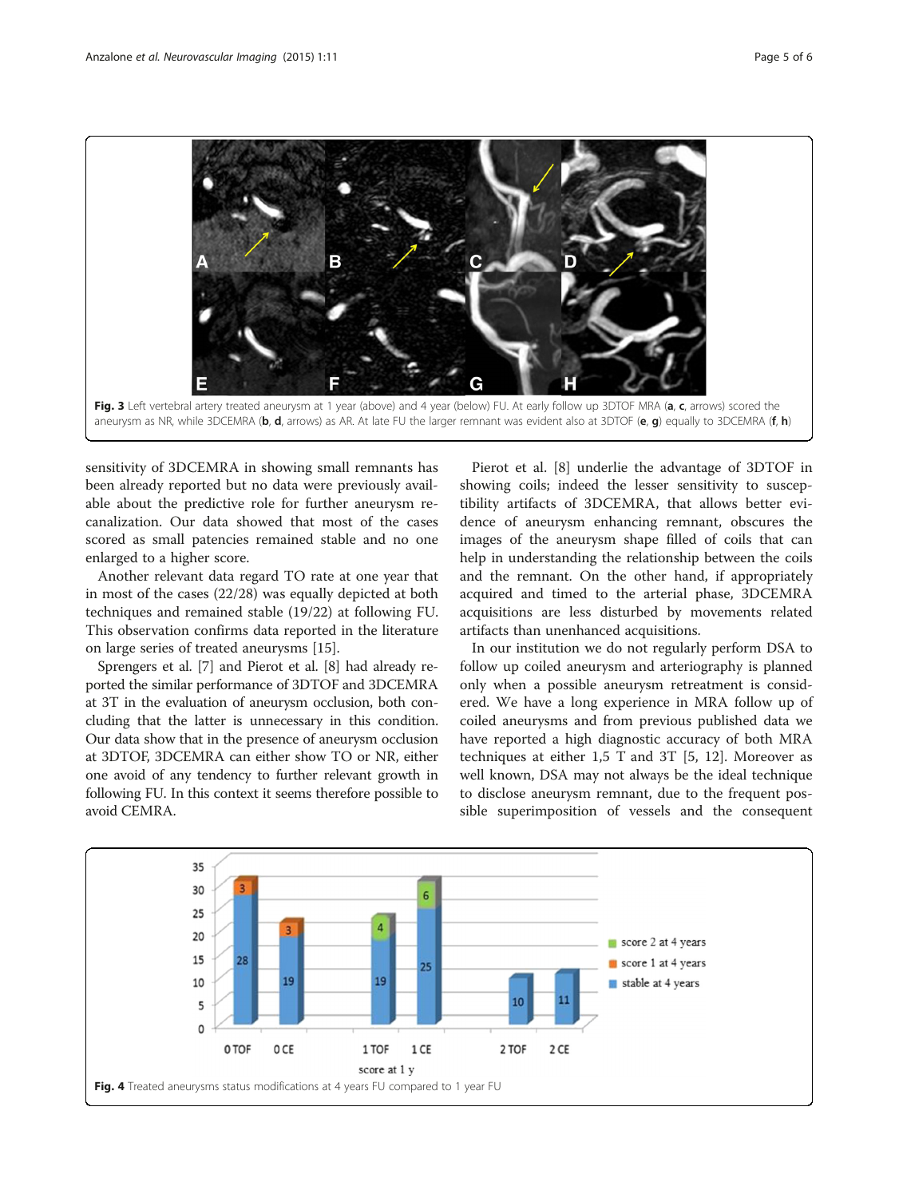Fig. 3 Left vertebral artery treated aneurysm at 1 year (above) and 4 year (below) FU. At early follow up 3DTOF MRA (**a**, **c**, arrows) scored the aneurysm as NR, while 3DCEMRA (**b**, **d**, arrows) as AR. At late FU the larger remnant was evident also at 3DTOF (**e**, **g**) equally to 3DCEMRA (**f**, **h**)

sensitivity of 3DCEMRA in showing small remnants has been already reported but no data were previously available about the predictive role for further aneurysm recanalization. Our data showed that most of the cases scored as small patencies remained stable and no one enlarged to a higher score.

Another relevant data regard TO rate at one year that in most of the cases (22/28) was equally depicted at both techniques and remained stable (19/22) at following FU. This observation confirms data reported in the literature on large series of treated aneurysms [15].

Sprengers et al. [7] and Pierot et al. [8] had already reported the similar performance of 3DTOF and 3DCEMRA at 3T in the evaluation of aneurysm occlusion, both concluding that the latter is unnecessary in this condition. Our data show that in the presence of aneurysm occlusion at 3DTOF, 3DCEMRA can either show TO or NR, either one avoid of any tendency to further relevant growth in following FU. In this context it seems therefore possible to avoid CEMRA.

Pierot et al. [8] underlie the advantage of 3DTOF in showing coils; indeed the lesser sensitivity to susceptibility artifacts of 3DCEMRA, that allows better evidence of aneurysm enhancing remnant, obscures the images of the aneurysm shape filled of coils that can help in understanding the relationship between the coils and the remnant. On the other hand, if appropriately acquired and timed to the arterial phase, 3DCEMRA acquisitions are less disturbed by movements related artifacts than unenhanced acquisitions.

In our institution we do not regularly perform DSA to follow up coiled aneurysm and arteriography is planned only when a possible aneurysm retreatment is considered. We have a long experience in MRA follow up of coiled aneurysms and from previous published data we have reported a high diagnostic accuracy of both MRA techniques at either 1,5 T and 3T [5, 12]. Moreover as well known, DSA may not always be the ideal technique to disclose aneurysm remnant, due to the frequent possible superimposition of vessels and the consequent

Fig. 4 Treated aneurysms status modifications at 4 years FU compared to 1 year FU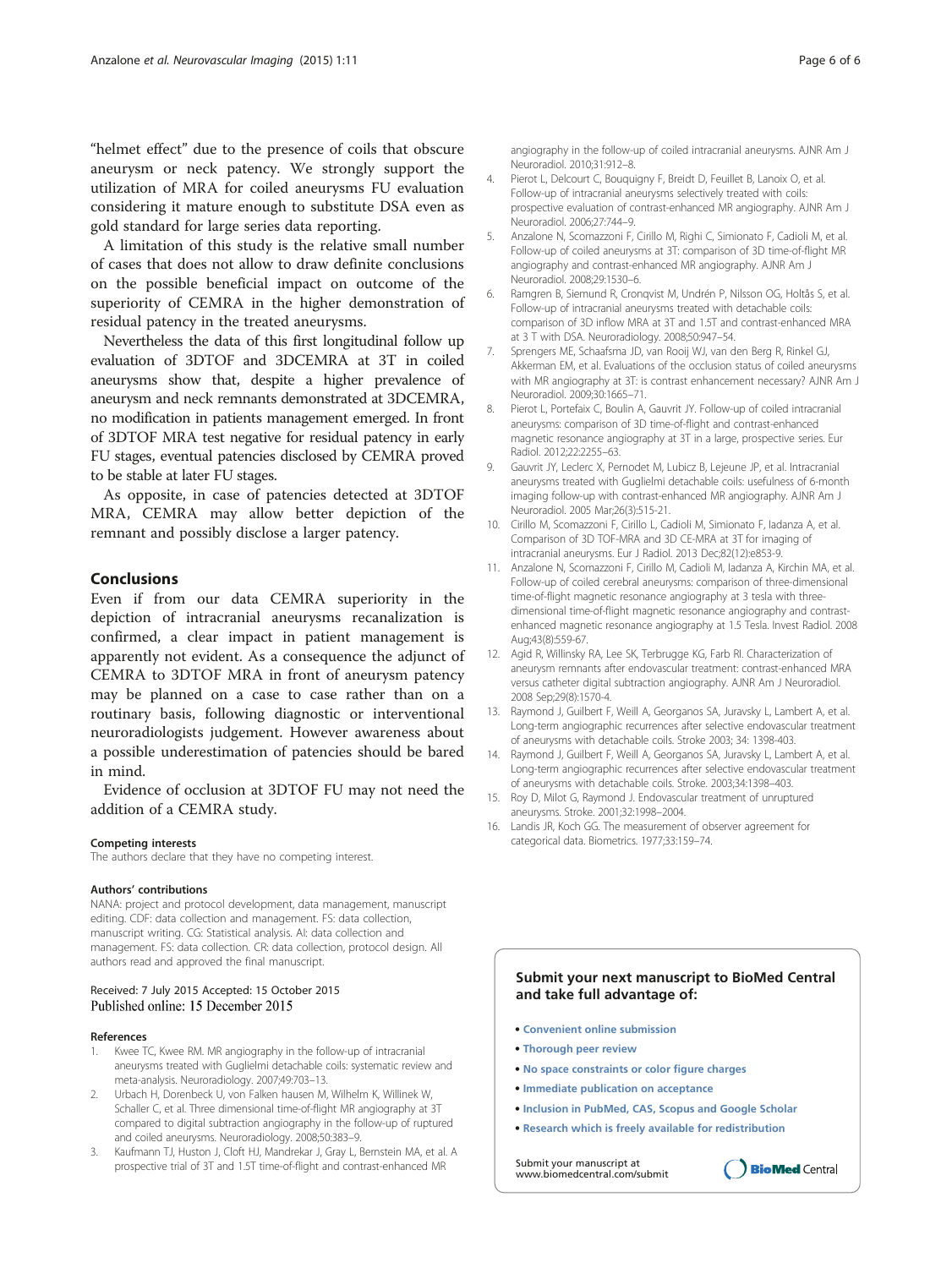"helmet effect" due to the presence of coils that obscure aneurysm or neck patency. We strongly support the utilization of MRA for coiled aneurysms FU evaluation considering it mature enough to substitute DSA even as gold standard for large series data reporting.

A limitation of this study is the relative small number of cases that does not allow to draw definite conclusions on the possible beneficial impact on outcome of the superiority of CEMRA in the higher demonstration of residual patency in the treated aneurysms.

Nevertheless the data of this first longitudinal follow up evaluation of 3DTOF and 3DCEMRA at 3T in coiled aneurysms show that, despite a higher prevalence of aneurysm and neck remnants demonstrated at 3DCEMRA, no modification in patients management emerged. In front of 3DTOF MRA test negative for residual patency in early FU stages, eventual patencies disclosed by CEMRA proved to be stable at later FU stages.

As opposite, in case of patencies detected at 3DTOF MRA, CEMRA may allow better depiction of the remnant and possibly disclose a larger patency.

## Conclusions

Even if from our data CEMRA superiority in the depiction of intracranial aneurysms recanalization is confirmed, a clear impact in patient management is apparently not evident. As a consequence the adjunct of CEMRA to 3DTOF MRA in front of aneurysm patency may be planned on a case to case rather than on a routinary basis, following diagnostic or interventional neuroradiologists judgement. However awareness about a possible underestimation of patencies should be bared in mind.

Evidence of occlusion at 3DTOF FU may not need the addition of a CEMRA study.

#### Competing interests

The authors declare that they have no competing interest.

#### Authors' contributions

NANA: project and protocol development, data management, manuscript editing. CDF: data collection and management. FS: data collection, manuscript writing. CG: Statistical analysis. AI: data collection and management. FS: data collection. CR: data collection, protocol design. All authors read and approved the final manuscript.

Received: 7 July 2015 Accepted: 15 October 2015
Published online: 15 December 2015

#### References

1. Kwee TC, Kwee RM. MR angiography in the follow-up of intracranial aneurysms treated with Guglielmi detachable coils: systematic review and meta-analysis. Neuroradiology. 2007;49:703–13.
2. Urbach H, Dorenbeck U, von Falken hausen M, Wilhelm K, Willinek W, Schaller C, et al. Three dimensional time-of-flight MR angiography at 3T compared to digital subtraction angiography in the follow-up of ruptured and coiled aneurysms. Neuroradiology. 2008;50:383–9.
3. Kaufmann TJ, Huston J, Cloft HJ, Mandrekar J, Gray L, Bernstein MA, et al. A prospective trial of 3T and 1.5T time-of-flight and contrast-enhanced MR angiography in the follow-up of coiled intracranial aneurysms. AJNR Am J Neuroradiol. 2010;31:912–8.
4. Pierot L, Delcourt C, Bouquigny F, Breidt D, Feuillet B, Lanoix O, et al. Follow-up of intracranial aneurysms selectively treated with coils: prospective evaluation of contrast-enhanced MR angiography. AJNR Am J Neuroradiol. 2006;27:744–9.
5. Anzalone N, Scomazzoni F, Cirillo M, Righi C, Simionato F, Cadioli M, et al. Follow-up of coiled aneurysms at 3T: comparison of 3D time-of-flight MR angiography and contrast-enhanced MR angiography. AJNR Am J Neuroradiol. 2008;29:1530–6.
6. Ramgren B, Siemund R, Cronqvist M, Undrén P, Nilsson OG, Holtås S, et al. Follow-up of intracranial aneurysms treated with detachable coils: comparison of 3D inflow MRA at 3T and 1.5T and contrast-enhanced MRA at 3 T with DSA. Neuroradiology. 2008;50:947–54.
7. Sprengers ME, Schaafsma JD, van Rooij WJ, van den Berg R, Rinkel GJ, Akkerman EM, et al. Evaluations of the occlusion status of coiled aneurysms with MR angiography at 3T: is contrast enhancement necessary? AJNR Am J Neuroradiol. 2009;30:1665–71.
8. Pierot L, Portefaix C, Boulin A, Gauvrit JY. Follow-up of coiled intracranial aneurysms: comparison of 3D time-of-flight and contrast-enhanced magnetic resonance angiography at 3T in a large, prospective series. Eur Radiol. 2012;22:2255–63.
9. Gauvrit JY, Leclerc X, Pernodet M, Lubicz B, Lejeune JP, et al. Intracranial aneurysms treated with Guglielmi detachable coils: usefulness of 6-month imaging follow-up with contrast-enhanced MR angiography. AJNR Am J Neuroradiol. 2005 Mar;26(3):515-21.
10. Cirillo M, Scomazzoni F, Cirillo L, Cadioli M, Simionato F, Iadanza A, et al. Comparison of 3D TOF-MRA and 3D CE-MRA at 3T for imaging of intracranial aneurysms. Eur J Radiol. 2013 Dec;82(12):e853-9.
11. Anzalone N, Scomazzoni F, Cirillo M, Cadioli M, Iadanza A, Kirchin MA, et al. Follow-up of coiled cerebral aneurysms: comparison of three-dimensional time-of-flight magnetic resonance angiography at 3 tesla with three-dimensional time-of-flight magnetic resonance angiography and contrast-enhanced magnetic resonance angiography at 1.5 Tesla. Invest Radiol. 2008 Aug;43(8):559-67.
12. Agid R, Willinsky RA, Lee SK, Terbrugge KG, Farb RI. Characterization of aneurysm remnants after endovascular treatment: contrast-enhanced MRA versus catheter digital subtraction angiography. AJNR Am J Neuroradiol. 2008 Sep;29(8):1570-4.
13. Raymond J, Guilbert F, Weill A, Georganos SA, Juravsky L, Lambert A, et al. Long-term angiographic recurrences after selective endovascular treatment of aneurysms with detachable coils. Stroke 2003; 34: 1398-403.
14. Raymond J, Guilbert F, Weill A, Georganos SA, Juravsky L, Lambert A, et al. Long-term angiographic recurrences after selective endovascular treatment of aneurysms with detachable coils. Stroke. 2003;34:1398–403.
15. Roy D, Milot G, Raymond J. Endovascular treatment of unruptured aneurysms. Stroke. 2001;32:1998–2004.
16. Landis JR, Koch GG. The measurement of observer agreement for categorical data. Biometrics. 1977;33:159–74.